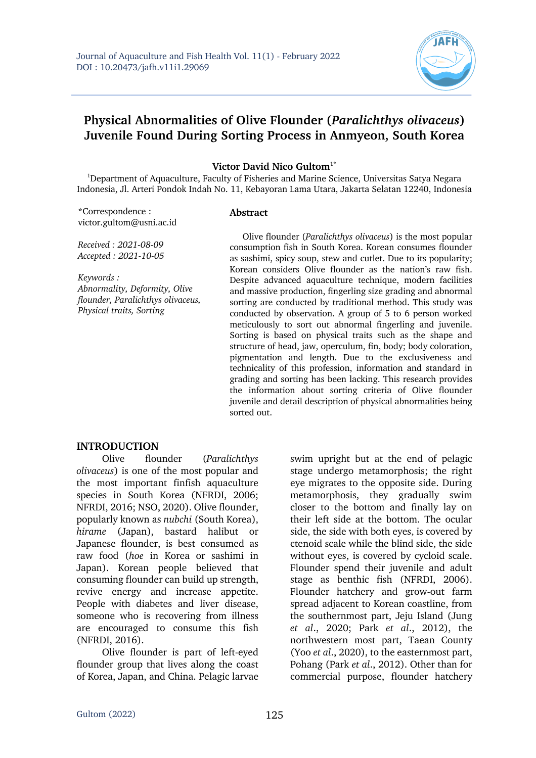# Physical Abnormalities of Olive Flounder (*Paralichthys olivaceus*) Juvenile Found During Sorting Process in Anmyeon, South Korea

**Victor David Nico Gultom**[1*]

[1]Department of Aquaculture, Faculty of Fisheries and Marine Science, Universitas Satya Negara Indonesia, Jl. Arteri Pondok Indah No. 11, Kebayoran Lama Utara, Jakarta Selatan 12240, Indonesia

*Correspondence : victor.gultom@usni.ac.id

*Received : 2021-08-09*
*Accepted : 2021-10-05*

*Keywords : Abnormality, Deformity, Olive flounder, Paralichthys olivaceus, Physical traits, Sorting*

## Abstract

Olive flounder (*Paralichthys olivaceus*) is the most popular consumption fish in South Korea. Korean consumes flounder as sashimi, spicy soup, stew and cutlet. Due to its popularity; Korean considers Olive flounder as the nation's raw fish. Despite advanced aquaculture technique, modern facilities and massive production, fingerling size grading and abnormal sorting are conducted by traditional method. This study was conducted by observation. A group of 5 to 6 person worked meticulously to sort out abnormal fingerling and juvenile. Sorting is based on physical traits such as the shape and structure of head, jaw, operculum, fin, body; body coloration, pigmentation and length. Due to the exclusiveness and technicality of this profession, information and standard in grading and sorting has been lacking. This research provides the information about sorting criteria of Olive flounder juvenile and detail description of physical abnormalities being sorted out.

## INTRODUCTION

Olive flounder (*Paralichthys olivaceus*) is one of the most popular and the most important finfish aquaculture species in South Korea (NFRDI, 2006; NFRDI, 2016; NSO, 2020). Olive flounder, popularly known as *nubchi* (South Korea), *hirame* (Japan), bastard halibut or Japanese flounder, is best consumed as raw food (*hoe* in Korea or sashimi in Japan). Korean people believed that consuming flounder can build up strength, revive energy and increase appetite. People with diabetes and liver disease, someone who is recovering from illness are encouraged to consume this fish (NFRDI, 2016).

Olive flounder is part of left-eyed flounder group that lives along the coast of Korea, Japan, and China. Pelagic larvae swim upright but at the end of pelagic stage undergo metamorphosis; the right eye migrates to the opposite side. During metamorphosis, they gradually swim closer to the bottom and finally lay on their left side at the bottom. The ocular side, the side with both eyes, is covered by ctenoid scale while the blind side, the side without eyes, is covered by cycloid scale. Flounder spend their juvenile and adult stage as benthic fish (NFRDI, 2006). Flounder hatchery and grow-out farm spread adjacent to Korean coastline, from the southernmost part, Jeju Island (Jung *et al*., 2020; Park *et al*., 2012), the northwestern most part, Taean County (Yoo *et al*., 2020), to the easternmost part, Pohang (Park *et al*., 2012). Other than for commercial purpose, flounder hatchery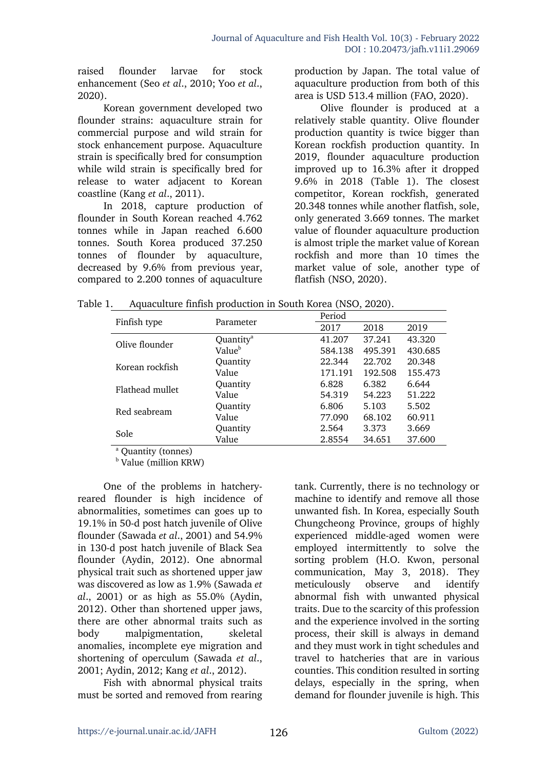raised flounder larvae for stock enhancement (Seo *et al*., 2010; Yoo *et al*., 2020).

Korean government developed two flounder strains: aquaculture strain for commercial purpose and wild strain for stock enhancement purpose. Aquaculture strain is specifically bred for consumption while wild strain is specifically bred for release to water adjacent to Korean coastline (Kang *et al*., 2011).

In 2018, capture production of flounder in South Korean reached 4.762 tonnes while in Japan reached 6.600 tonnes. South Korea produced 37.250 tonnes of flounder by aquaculture, decreased by 9.6% from previous year, compared to 2.200 tonnes of aquaculture production by Japan. The total value of aquaculture production from both of this area is USD 513.4 million (FAO, 2020).

Olive flounder is produced at a relatively stable quantity. Olive flounder production quantity is twice bigger than Korean rockfish production quantity. In 2019, flounder aquaculture production improved up to 16.3% after it dropped 9.6% in 2018 (Table 1). The closest competitor, Korean rockfish, generated 20.348 tonnes while another flatfish, sole, only generated 3.669 tonnes. The market value of flounder aquaculture production is almost triple the market value of Korean rockfish and more than 10 times the market value of sole, another type of flatfish (NSO, 2020).

Table 1. Aquaculture finfish production in South Korea (NSO, 2020).

| Finfish type | Parameter | Period | | |
|---|---|---|---|---|
| | | 2017 | 2018 | 2019 |
| Olive flounder | Quantity[a] | 41.207 | 37.241 | 43.320 |
| | Value[b] | 584.138 | 495.391 | 430.685 |
| Korean rockfish | Quantity | 22.344 | 22.702 | 20.348 |
| | Value | 171.191 | 192.508 | 155.473 |
| Flathead mullet | Quantity | 6.828 | 6.382 | 6.644 |
| | Value | 54.319 | 54.223 | 51.222 |
| Red seabream | Quantity | 6.806 | 5.103 | 5.502 |
| | Value | 77.090 | 68.102 | 60.911 |
| Sole | Quantity | 2.564 | 3.373 | 3.669 |
| | Value | 2.8554 | 34.651 | 37.600 |

[a] Quantity (tonnes)
[b] Value (million KRW)

One of the problems in hatchery-reared flounder is high incidence of abnormalities, sometimes can goes up to 19.1% in 50-d post hatch juvenile of Olive flounder (Sawada *et al*., 2001) and 54.9% in 130-d post hatch juvenile of Black Sea flounder (Aydin, 2012). One abnormal physical trait such as shortened upper jaw was discovered as low as 1.9% (Sawada *et al*., 2001) or as high as 55.0% (Aydin, 2012). Other than shortened upper jaws, there are other abnormal traits such as body malpigmentation, skeletal anomalies, incomplete eye migration and shortening of operculum (Sawada *et al*., 2001; Aydin, 2012; Kang *et al*., 2012).

Fish with abnormal physical traits must be sorted and removed from rearing tank. Currently, there is no technology or machine to identify and remove all those unwanted fish. In Korea, especially South Chungcheong Province, groups of highly experienced middle-aged women were employed intermittently to solve the sorting problem (H.O. Kwon, personal communication, May 3, 2018). They meticulously observe and identify abnormal fish with unwanted physical traits. Due to the scarcity of this profession and the experience involved in the sorting process, their skill is always in demand and they must work in tight schedules and travel to hatcheries that are in various counties. This condition resulted in sorting delays, especially in the spring, when demand for flounder juvenile is high. This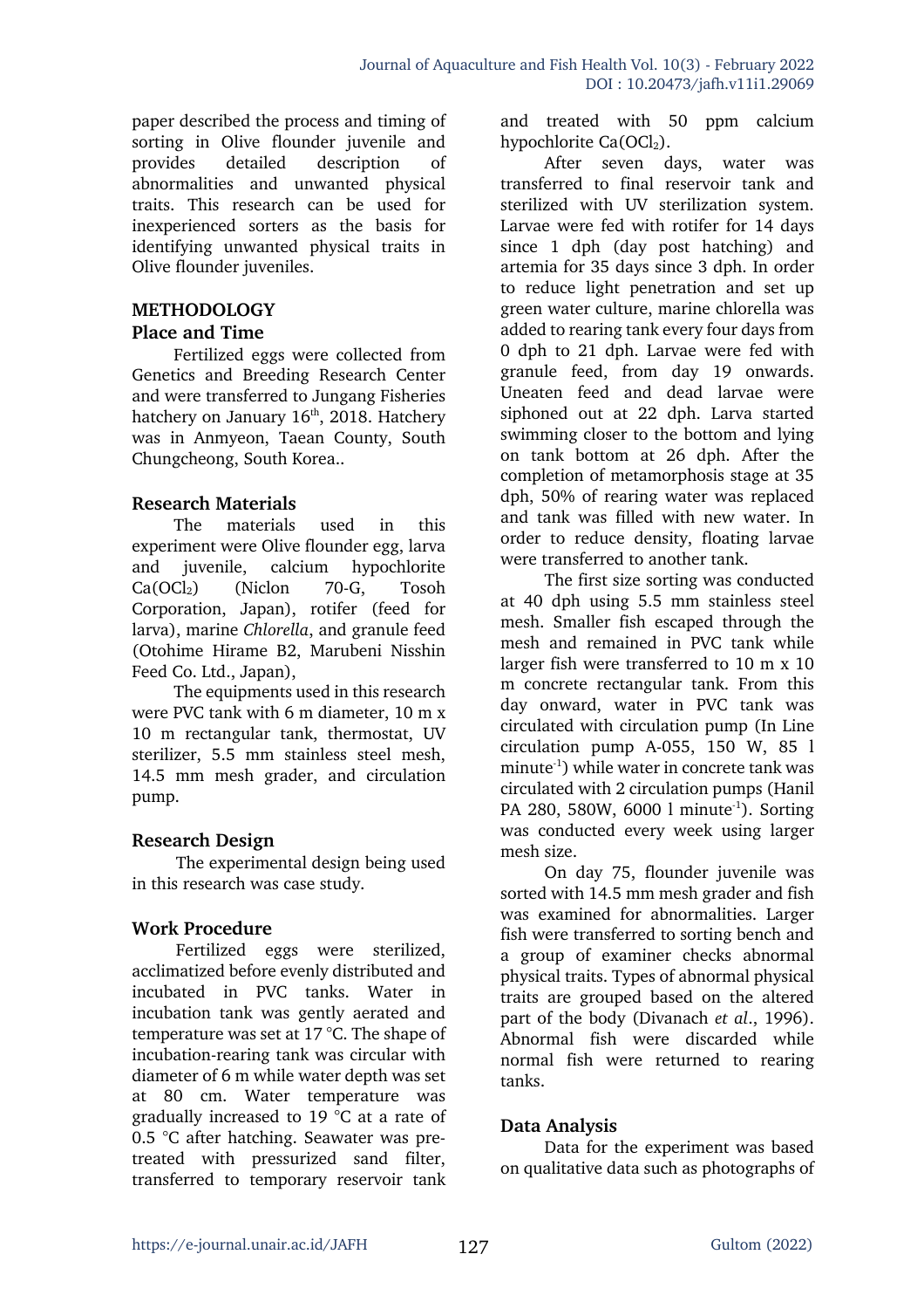paper described the process and timing of sorting in Olive flounder juvenile and provides detailed description of abnormalities and unwanted physical traits. This research can be used for inexperienced sorters as the basis for identifying unwanted physical traits in Olive flounder juveniles.

## METHODOLOGY

### Place and Time

Fertilized eggs were collected from Genetics and Breeding Research Center and were transferred to Jungang Fisheries hatchery on January 16th, 2018. Hatchery was in Anmyeon, Taean County, South Chungcheong, South Korea..

### Research Materials

The materials used in this experiment were Olive flounder egg, larva and juvenile, calcium hypochlorite $Ca(OCl_2)$ (Niclon 70-G, Tosoh Corporation, Japan), rotifer (feed for larva), marine *Chlorella*, and granule feed (Otohime Hirame B2, Marubeni Nisshin Feed Co. Ltd., Japan),

The equipments used in this research were PVC tank with 6 m diameter, 10 m x 10 m rectangular tank, thermostat, UV sterilizer, 5.5 mm stainless steel mesh, 14.5 mm mesh grader, and circulation pump.

### Research Design

The experimental design being used in this research was case study.

### Work Procedure

Fertilized eggs were sterilized, acclimatized before evenly distributed and incubated in PVC tanks. Water in incubation tank was gently aerated and temperature was set at 17 °C. The shape of incubation-rearing tank was circular with diameter of 6 m while water depth was set at 80 cm. Water temperature was gradually increased to 19 °C at a rate of 0.5 °C after hatching. Seawater was pre-treated with pressurized sand filter, transferred to temporary reservoir tank and treated with 50 ppm calcium hypochlorite $Ca(OCl_2)$.

After seven days, water was transferred to final reservoir tank and sterilized with UV sterilization system. Larvae were fed with rotifer for 14 days since 1 dph (day post hatching) and artemia for 35 days since 3 dph. In order to reduce light penetration and set up green water culture, marine chlorella was added to rearing tank every four days from 0 dph to 21 dph. Larvae were fed with granule feed, from day 19 onwards. Uneaten feed and dead larvae were siphoned out at 22 dph. Larva started swimming closer to the bottom and lying on tank bottom at 26 dph. After the completion of metamorphosis stage at 35 dph, 50% of rearing water was replaced and tank was filled with new water. In order to reduce density, floating larvae were transferred to another tank.

The first size sorting was conducted at 40 dph using 5.5 mm stainless steel mesh. Smaller fish escaped through the mesh and remained in PVC tank while larger fish were transferred to 10 m x 10 m concrete rectangular tank. From this day onward, water in PVC tank was circulated with circulation pump (In Line circulation pump A-055, 150 W, 85 l minute$^{-1}$) while water in concrete tank was circulated with 2 circulation pumps (Hanil PA 280, 580W, 6000 l minute$^{-1}$). Sorting was conducted every week using larger mesh size.

On day 75, flounder juvenile was sorted with 14.5 mm mesh grader and fish was examined for abnormalities. Larger fish were transferred to sorting bench and a group of examiner checks abnormal physical traits. Types of abnormal physical traits are grouped based on the altered part of the body (Divanach *et al*., 1996). Abnormal fish were discarded while normal fish were returned to rearing tanks.

### Data Analysis

Data for the experiment was based on qualitative data such as photographs of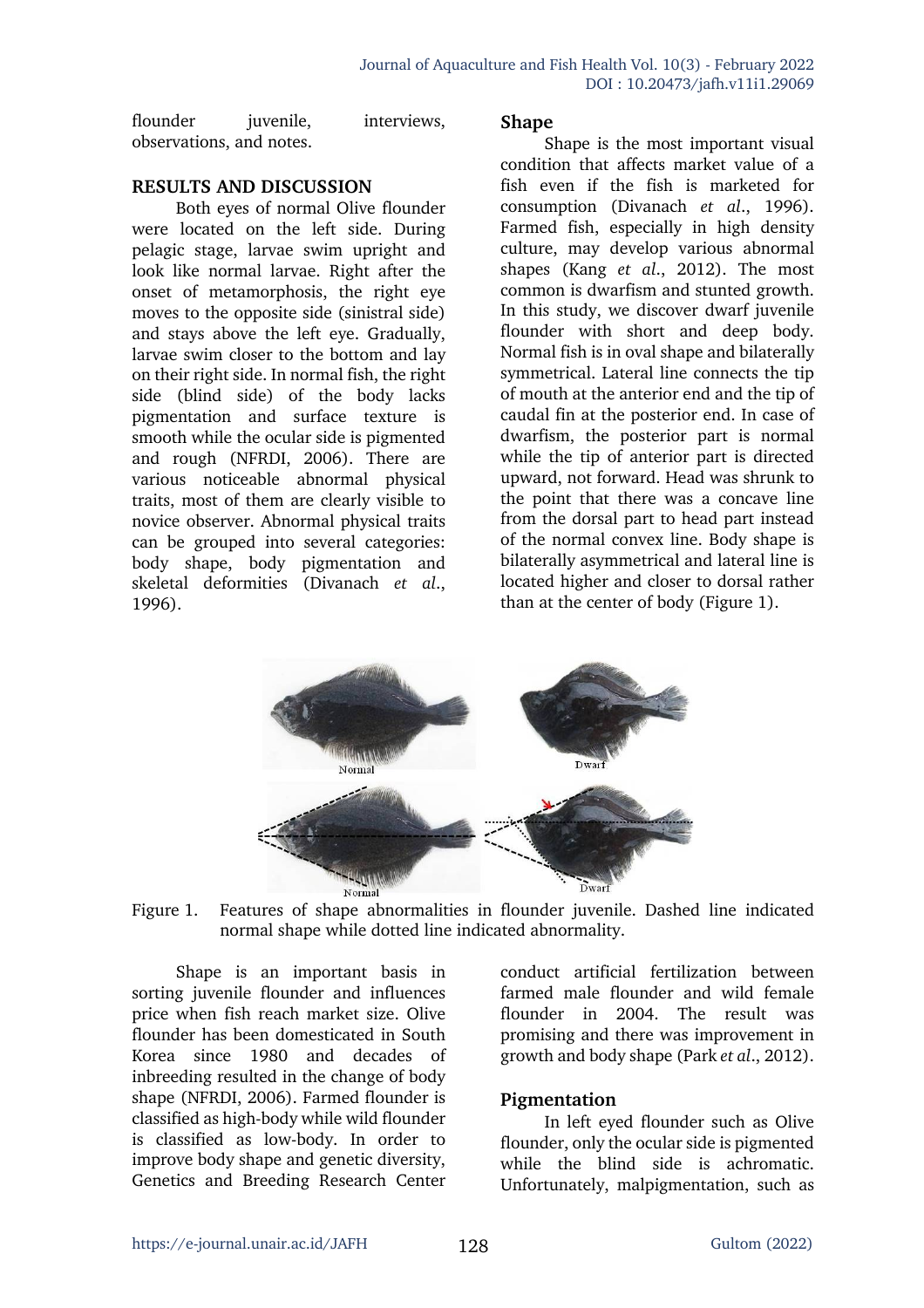flounder juvenile, interviews, observations, and notes.

## RESULTS AND DISCUSSION

Both eyes of normal Olive flounder were located on the left side. During pelagic stage, larvae swim upright and look like normal larvae. Right after the onset of metamorphosis, the right eye moves to the opposite side (sinistral side) and stays above the left eye. Gradually, larvae swim closer to the bottom and lay on their right side. In normal fish, the right side (blind side) of the body lacks pigmentation and surface texture is smooth while the ocular side is pigmented and rough (NFRDI, 2006). There are various noticeable abnormal physical traits, most of them are clearly visible to novice observer. Abnormal physical traits can be grouped into several categories: body shape, body pigmentation and skeletal deformities (Divanach *et al*., 1996).

### Shape

Shape is the most important visual condition that affects market value of a fish even if the fish is marketed for consumption (Divanach *et al*., 1996). Farmed fish, especially in high density culture, may develop various abnormal shapes (Kang *et al*., 2012). The most common is dwarfism and stunted growth. In this study, we discover dwarf juvenile flounder with short and deep body. Normal fish is in oval shape and bilaterally symmetrical. Lateral line connects the tip of mouth at the anterior end and the tip of caudal fin at the posterior end. In case of dwarfism, the posterior part is normal while the tip of anterior part is directed upward, not forward. Head was shrunk to the point that there was a concave line from the dorsal part to head part instead of the normal convex line. Body shape is bilaterally asymmetrical and lateral line is located higher and closer to dorsal rather than at the center of body (Figure 1).

Figure 1. Features of shape abnormalities in flounder juvenile. Dashed line indicated normal shape while dotted line indicated abnormality.

Shape is an important basis in sorting juvenile flounder and influences price when fish reach market size. Olive flounder has been domesticated in South Korea since 1980 and decades of inbreeding resulted in the change of body shape (NFRDI, 2006). Farmed flounder is classified as high-body while wild flounder is classified as low-body. In order to improve body shape and genetic diversity, Genetics and Breeding Research Center conduct artificial fertilization between farmed male flounder and wild female flounder in 2004. The result was promising and there was improvement in growth and body shape (Park *et al*., 2012).

### Pigmentation

In left eyed flounder such as Olive flounder, only the ocular side is pigmented while the blind side is achromatic. Unfortunately, malpigmentation, such as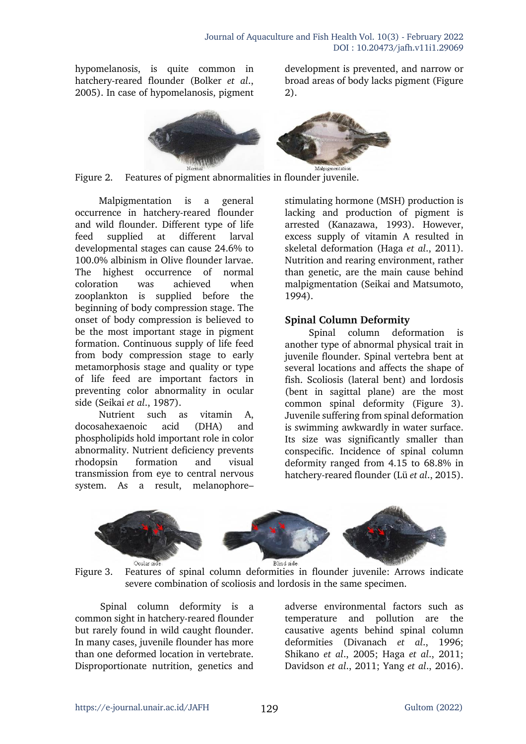hypomelanosis, is quite common in hatchery-reared flounder (Bolker *et al*., 2005). In case of hypomelanosis, pigment development is prevented, and narrow or broad areas of body lacks pigment (Figure 2).

Figure 2. Features of pigment abnormalities in flounder juvenile.

Malpigmentation is a general occurrence in hatchery-reared flounder and wild flounder. Different type of life feed supplied at different larval developmental stages can cause 24.6% to 100.0% albinism in Olive flounder larvae. The highest occurrence of normal coloration was achieved when zooplankton is supplied before the beginning of body compression stage. The onset of body compression is believed to be the most important stage in pigment formation. Continuous supply of life feed from body compression stage to early metamorphosis stage and quality or type of life feed are important factors in preventing color abnormality in ocular side (Seikai *et al*., 1987).

Nutrient such as vitamin A, docosahexaenoic acid (DHA) and phospholipids hold important role in color abnormality. Nutrient deficiency prevents rhodopsin formation and visual transmission from eye to central nervous system. As a result, melanophore–stimulating hormone (MSH) production is lacking and production of pigment is arrested (Kanazawa, 1993). However, excess supply of vitamin A resulted in skeletal deformation (Haga *et al*., 2011). Nutrition and rearing environment, rather than genetic, are the main cause behind malpigmentation (Seikai and Matsumoto, 1994).

## Spinal Column Deformity

Spinal column deformation is another type of abnormal physical trait in juvenile flounder. Spinal vertebra bent at several locations and affects the shape of fish. Scoliosis (lateral bent) and lordosis (bent in sagittal plane) are the most common spinal deformity (Figure 3). Juvenile suffering from spinal deformation is swimming awkwardly in water surface. Its size was significantly smaller than conspecific. Incidence of spinal column deformity ranged from 4.15 to 68.8% in hatchery-reared flounder (Lü *et al*., 2015).

Figure 3. Features of spinal column deformities in flounder juvenile: Arrows indicate severe combination of scoliosis and lordosis in the same specimen.

Spinal column deformity is a common sight in hatchery-reared flounder but rarely found in wild caught flounder. In many cases, juvenile flounder has more than one deformed location in vertebrate. Disproportionate nutrition, genetics and adverse environmental factors such as temperature and pollution are the causative agents behind spinal column deformities (Divanach *et al*., 1996; Shikano *et al*., 2005; Haga *et al*., 2011; Davidson *et al*., 2011; Yang *et al*., 2016).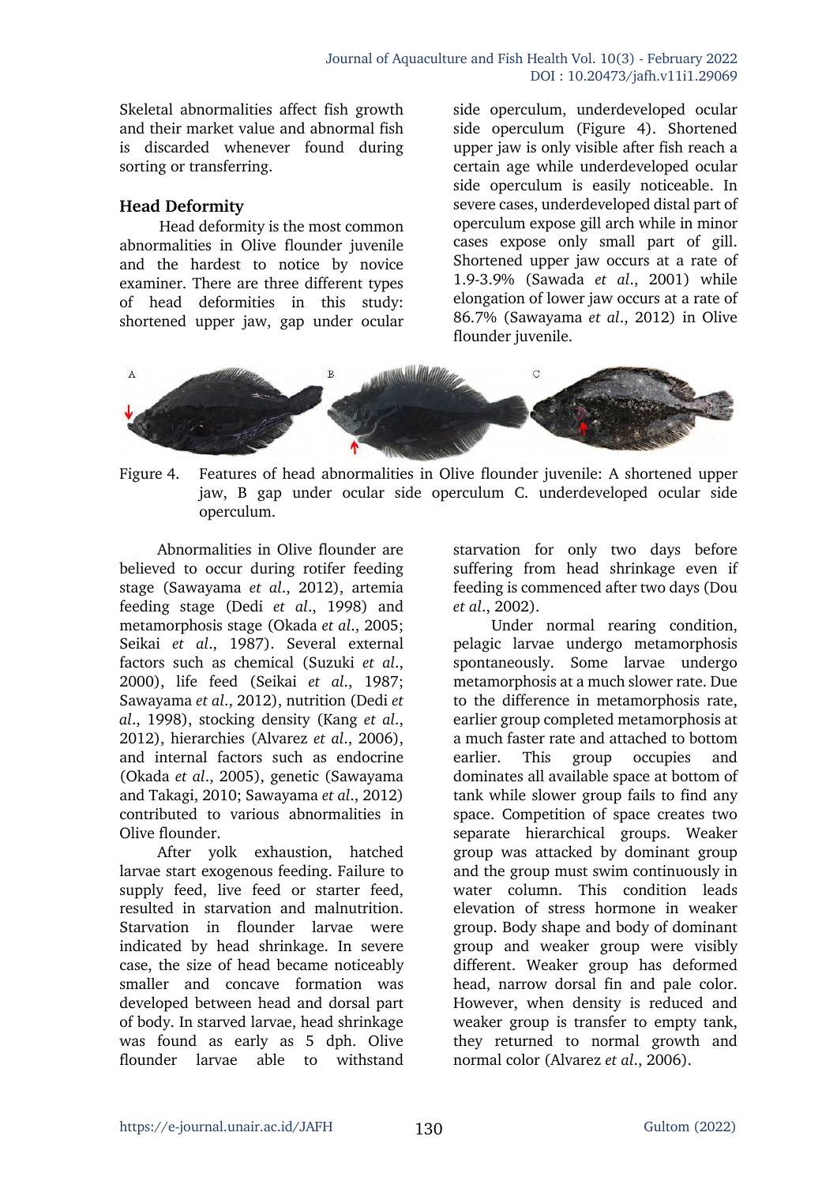Skeletal abnormalities affect fish growth and their market value and abnormal fish is discarded whenever found during sorting or transferring.

### Head Deformity

Head deformity is the most common abnormalities in Olive flounder juvenile and the hardest to notice by novice examiner. There are three different types of head deformities in this study: shortened upper jaw, gap under ocular side operculum, underdeveloped ocular side operculum (Figure 4). Shortened upper jaw is only visible after fish reach a certain age while underdeveloped ocular side operculum is easily noticeable. In severe cases, underdeveloped distal part of operculum expose gill arch while in minor cases expose only small part of gill. Shortened upper jaw occurs at a rate of 1.9-3.9% (Sawada *et al*., 2001) while elongation of lower jaw occurs at a rate of 86.7% (Sawayama *et al*., 2012) in Olive flounder juvenile.

Figure 4. Features of head abnormalities in Olive flounder juvenile: A shortened upper jaw, B gap under ocular side operculum C. underdeveloped ocular side operculum.

Abnormalities in Olive flounder are believed to occur during rotifer feeding stage (Sawayama *et al*., 2012), artemia feeding stage (Dedi *et al*., 1998) and metamorphosis stage (Okada *et al*., 2005; Seikai *et al*., 1987). Several external factors such as chemical (Suzuki *et al*., 2000), life feed (Seikai *et al*., 1987; Sawayama *et al*., 2012), nutrition (Dedi *et al*., 1998), stocking density (Kang *et al*., 2012), hierarchies (Alvarez *et al*., 2006), and internal factors such as endocrine (Okada *et al*., 2005), genetic (Sawayama and Takagi, 2010; Sawayama *et al*., 2012) contributed to various abnormalities in Olive flounder.

After yolk exhaustion, hatched larvae start exogenous feeding. Failure to supply feed, live feed or starter feed, resulted in starvation and malnutrition. Starvation in flounder larvae were indicated by head shrinkage. In severe case, the size of head became noticeably smaller and concave formation was developed between head and dorsal part of body. In starved larvae, head shrinkage was found as early as 5 dph. Olive flounder larvae able to withstand starvation for only two days before suffering from head shrinkage even if feeding is commenced after two days (Dou *et al*., 2002).

Under normal rearing condition, pelagic larvae undergo metamorphosis spontaneously. Some larvae undergo metamorphosis at a much slower rate. Due to the difference in metamorphosis rate, earlier group completed metamorphosis at a much faster rate and attached to bottom earlier. This group occupies and dominates all available space at bottom of tank while slower group fails to find any space. Competition of space creates two separate hierarchical groups. Weaker group was attacked by dominant group and the group must swim continuously in water column. This condition leads elevation of stress hormone in weaker group. Body shape and body of dominant group and weaker group were visibly different. Weaker group has deformed head, narrow dorsal fin and pale color. However, when density is reduced and weaker group is transfer to empty tank, they returned to normal growth and normal color (Alvarez *et al*., 2006).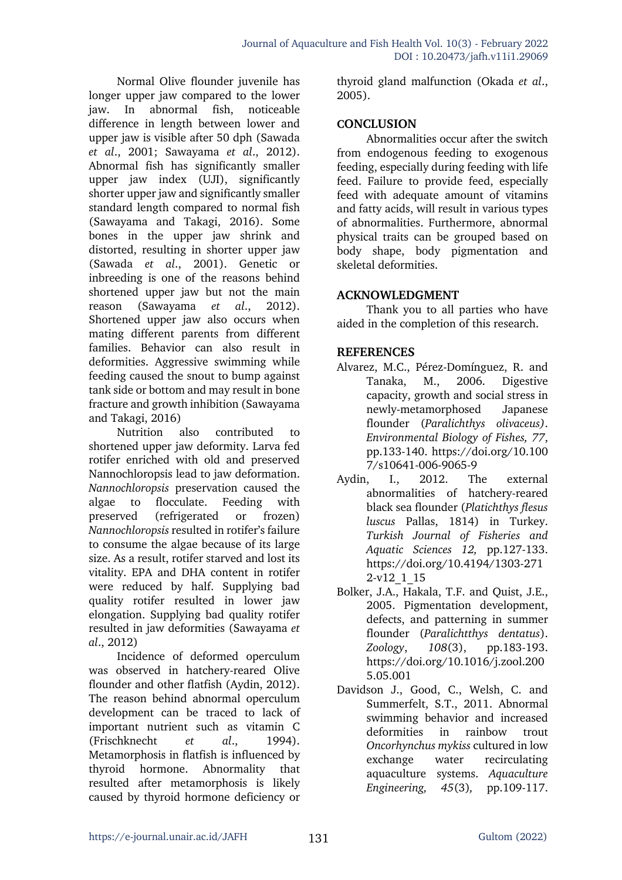Normal Olive flounder juvenile has longer upper jaw compared to the lower jaw. In abnormal fish, noticeable difference in length between lower and upper jaw is visible after 50 dph (Sawada *et al*., 2001; Sawayama *et al*., 2012). Abnormal fish has significantly smaller upper jaw index (UJI), significantly shorter upper jaw and significantly smaller standard length compared to normal fish (Sawayama and Takagi, 2016). Some bones in the upper jaw shrink and distorted, resulting in shorter upper jaw (Sawada *et al*., 2001). Genetic or inbreeding is one of the reasons behind shortened upper jaw but not the main reason (Sawayama *et al*., 2012). Shortened upper jaw also occurs when mating different parents from different families. Behavior can also result in deformities. Aggressive swimming while feeding caused the snout to bump against tank side or bottom and may result in bone fracture and growth inhibition (Sawayama and Takagi, 2016)

Nutrition also contributed to shortened upper jaw deformity. Larva fed rotifer enriched with old and preserved Nannochloropsis lead to jaw deformation. *Nannochloropsis* preservation caused the algae to flocculate. Feeding with preserved (refrigerated or frozen) *Nannochloropsis* resulted in rotifer's failure to consume the algae because of its large size. As a result, rotifer starved and lost its vitality. EPA and DHA content in rotifer were reduced by half. Supplying bad quality rotifer resulted in lower jaw elongation. Supplying bad quality rotifer resulted in jaw deformities (Sawayama *et al*., 2012)

Incidence of deformed operculum was observed in hatchery-reared Olive flounder and other flatfish (Aydin, 2012). The reason behind abnormal operculum development can be traced to lack of important nutrient such as vitamin C (Frischknecht *et al*., 1994). Metamorphosis in flatfish is influenced by thyroid hormone. Abnormality that resulted after metamorphosis is likely caused by thyroid hormone deficiency or thyroid gland malfunction (Okada *et al*., 2005).

## CONCLUSION

Abnormalities occur after the switch from endogenous feeding to exogenous feeding, especially during feeding with life feed. Failure to provide feed, especially feed with adequate amount of vitamins and fatty acids, will result in various types of abnormalities. Furthermore, abnormal physical traits can be grouped based on body shape, body pigmentation and skeletal deformities.

## ACKNOWLEDGMENT

Thank you to all parties who have aided in the completion of this research.

## REFERENCES

Alvarez, M.C., Pérez-Domínguez, R. and Tanaka, M., 2006. Digestive capacity, growth and social stress in newly-metamorphosed Japanese flounder (*Paralichthys olivaceus)*. *Environmental Biology of Fishes, 77*, pp.133-140. https://doi.org/10.1007/s10641-006-9065-9

Aydin, I., 2012. The external abnormalities of hatchery-reared black sea flounder (*Platichthys flesus luscus* Pallas, 1814) in Turkey. *Turkish Journal of Fisheries and Aquatic Sciences 12,* pp.127-133. https://doi.org/10.4194/1303-2712-v12_1_15

Bolker, J.A., Hakala, T.F. and Quist, J.E., 2005. Pigmentation development, defects, and patterning in summer flounder (*Paralichthys dentatus*). *Zoology*, *108*(3), pp.183-193. https://doi.org/10.1016/j.zool.2005.05.001

Davidson J., Good, C., Welsh, C. and Summerfelt, S.T., 2011. Abnormal swimming behavior and increased deformities in rainbow trout *Oncorhynchus mykiss* cultured in low exchange water recirculating aquaculture systems. *Aquaculture Engineering, 45*(3), pp.109-117.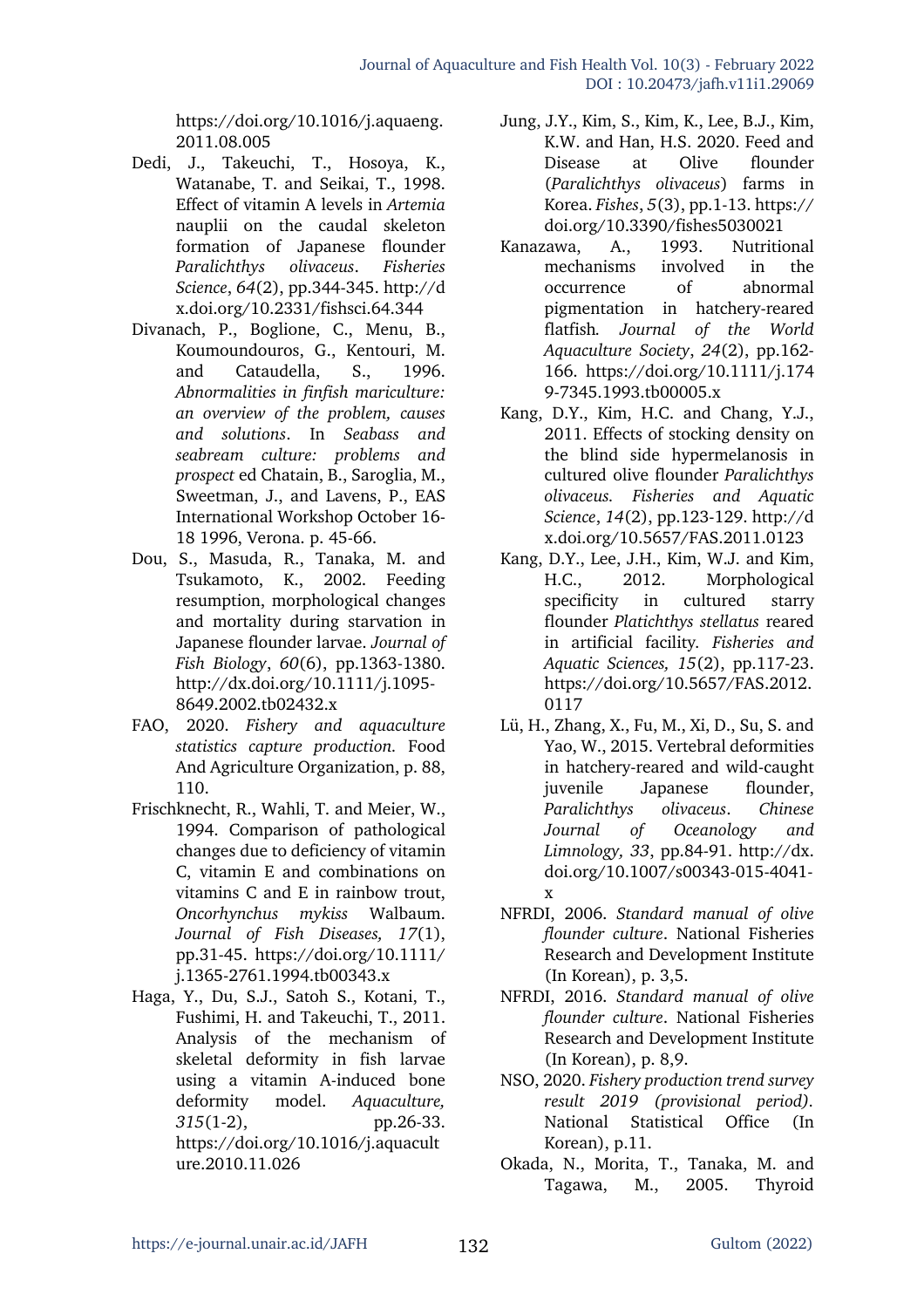https://doi.org/10.1016/j.aquaeng.2011.08.005

Dedi, J., Takeuchi, T., Hosoya, K., Watanabe, T. and Seikai, T., 1998. Effect of vitamin A levels in *Artemia* nauplii on the caudal skeleton formation of Japanese flounder *Paralichthys olivaceus*. *Fisheries Science*, *64*(2), pp.344-345. http://dx.doi.org/10.2331/fishsci.64.344

Divanach, P., Boglione, C., Menu, B., Koumoundouros, G., Kentouri, M. and Cataudella, S., 1996. *Abnormalities in finfish mariculture: an overview of the problem, causes and solutions*. In *Seabass and seabream culture: problems and prospect* ed Chatain, B., Saroglia, M., Sweetman, J., and Lavens, P., EAS International Workshop October 16-18 1996, Verona. p. 45-66.

Dou, S., Masuda, R., Tanaka, M. and Tsukamoto, K., 2002. Feeding resumption, morphological changes and mortality during starvation in Japanese flounder larvae. *Journal of Fish Biology*, *60*(6), pp.1363-1380. http://dx.doi.org/10.1111/j.1095-8649.2002.tb02432.x

FAO, 2020. *Fishery and aquaculture statistics capture production.* Food And Agriculture Organization, p. 88, 110.

Frischknecht, R., Wahli, T. and Meier, W., 1994. Comparison of pathological changes due to deficiency of vitamin C, vitamin E and combinations on vitamins C and E in rainbow trout, *Oncorhynchus mykiss* Walbaum. *Journal of Fish Diseases, 17*(1), pp.31-45. https://doi.org/10.1111/j.1365-2761.1994.tb00343.x

Haga, Y., Du, S.J., Satoh S., Kotani, T., Fushimi, H. and Takeuchi, T., 2011. Analysis of the mechanism of skeletal deformity in fish larvae using a vitamin A-induced bone deformity model. *Aquaculture, 315*(1-2), pp.26-33. https://doi.org/10.1016/j.aquaculture.2010.11.026

Jung, J.Y., Kim, S., Kim, K., Lee, B.J., Kim, K.W. and Han, H.S. 2020. Feed and Disease at Olive flounder (*Paralichthys olivaceus*) farms in Korea. *Fishes*, *5*(3), pp.1-13. https://doi.org/10.3390/fishes5030021

Kanazawa, A., 1993. Nutritional mechanisms involved in the occurrence of abnormal pigmentation in hatchery-reared flatfish. *Journal of the World Aquaculture Society*, *24*(2), pp.162-166. https://doi.org/10.1111/j.1749-7345.1993.tb00005.x

Kang, D.Y., Kim, H.C. and Chang, Y.J., 2011. Effects of stocking density on the blind side hypermelanosis in cultured olive flounder *Paralichthys olivaceus. Fisheries and Aquatic Science*, *14*(2), pp.123-129. http://dx.doi.org/10.5657/FAS.2011.0123

Kang, D.Y., Lee, J.H., Kim, W.J. and Kim, H.C., 2012. Morphological specificity in cultured starry flounder *Platichthys stellatus* reared in artificial facility. *Fisheries and Aquatic Sciences, 15*(2), pp.117-23. https://doi.org/10.5657/FAS.2012.0117

Lü, H., Zhang, X., Fu, M., Xi, D., Su, S. and Yao, W., 2015. Vertebral deformities in hatchery-reared and wild-caught juvenile Japanese flounder, *Paralichthys olivaceus*. *Chinese Journal of Oceanology and Limnology, 33*, pp.84-91. http://dx.doi.org/10.1007/s00343-015-4041-x

NFRDI, 2006. *Standard manual of olive flounder culture*. National Fisheries Research and Development Institute (In Korean), p. 3,5.

NFRDI, 2016. *Standard manual of olive flounder culture*. National Fisheries Research and Development Institute (In Korean), p. 8,9.

NSO, 2020. *Fishery production trend survey result 2019 (provisional period)*. National Statistical Office (In Korean), p.11.

Okada, N., Morita, T., Tanaka, M. and Tagawa, M., 2005. Thyroid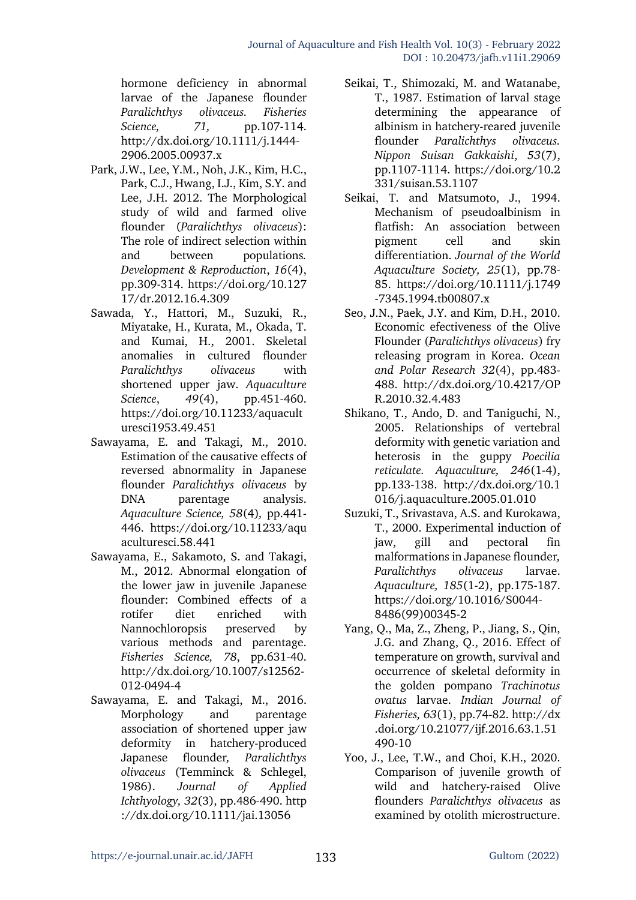hormone deficiency in abnormal larvae of the Japanese flounder *Paralichthys olivaceus. Fisheries Science, 71,* pp.107-114. http://dx.doi.org/10.1111/j.1444-2906.2005.00937.x

Park, J.W., Lee, Y.M., Noh, J.K., Kim, H.C., Park, C.J., Hwang, I.J., Kim, S.Y. and Lee, J.H. 2012. The Morphological study of wild and farmed olive flounder (*Paralichthys olivaceus*): The role of indirect selection within and between populations. *Development & Reproduction*, *16*(4), pp.309-314. https://doi.org/10.12717/dr.2012.16.4.309

Sawada, Y., Hattori, M., Suzuki, R., Miyatake, H., Kurata, M., Okada, T. and Kumai, H., 2001. Skeletal anomalies in cultured flounder *Paralichthys olivaceus* with shortened upper jaw. *Aquaculture Science*, *49*(4), pp.451-460. https://doi.org/10.11233/aquaculturesci1953.49.451

Sawayama, E. and Takagi, M., 2010. Estimation of the causative effects of reversed abnormality in Japanese flounder *Paralichthys olivaceus* by DNA parentage analysis. *Aquaculture Science, 58*(4), pp.441-446. https://doi.org/10.11233/aquaculturesci.58.441

Sawayama, E., Sakamoto, S. and Takagi, M., 2012. Abnormal elongation of the lower jaw in juvenile Japanese flounder: Combined effects of a rotifer diet enriched with Nannochloropsis preserved by various methods and parentage. *Fisheries Science, 78*, pp.631-40. http://dx.doi.org/10.1007/s12562-012-0494-4

Sawayama, E. and Takagi, M., 2016. Morphology and parentage association of shortened upper jaw deformity in hatchery-produced Japanese flounder, *Paralichthys olivaceus* (Temminck & Schlegel, 1986). *Journal of Applied Ichthyology, 32*(3), pp.486-490. http://dx.doi.org/10.1111/jai.13056

Seikai, T., Shimozaki, M. and Watanabe, T., 1987. Estimation of larval stage determining the appearance of albinism in hatchery-reared juvenile flounder *Paralichthys olivaceus. Nippon Suisan Gakkaishi*, *53*(7), pp.1107-1114. https://doi.org/10.2331/suisan.53.1107

Seikai, T. and Matsumoto, J., 1994. Mechanism of pseudoalbinism in flatfish: An association between pigment cell and skin differentiation. *Journal of the World Aquaculture Society, 25*(1), pp.78-85. https://doi.org/10.1111/j.1749-7345.1994.tb00807.x

Seo, J.N., Paek, J.Y. and Kim, D.H., 2010. Economic efectiveness of the Olive Flounder (*Paralichthys olivaceus*) fry releasing program in Korea. *Ocean and Polar Research 32*(4), pp.483-488. http://dx.doi.org/10.4217/OPR.2010.32.4.483

Shikano, T., Ando, D. and Taniguchi, N., 2005. Relationships of vertebral deformity with genetic variation and heterosis in the guppy *Poecilia reticulate. Aquaculture, 246*(1-4), pp.133-138. http://dx.doi.org/10.1016/j.aquaculture.2005.01.010

Suzuki, T., Srivastava, A.S. and Kurokawa, T., 2000. Experimental induction of jaw, gill and pectoral fin malformations in Japanese flounder, *Paralichthys olivaceus* larvae. *Aquaculture, 185*(1-2), pp.175-187. https://doi.org/10.1016/S0044-8486(99)00345-2

Yang, Q., Ma, Z., Zheng, P., Jiang, S., Qin, J.G. and Zhang, Q., 2016. Effect of temperature on growth, survival and occurrence of skeletal deformity in the golden pompano *Trachinotus ovatus* larvae. *Indian Journal of Fisheries, 63*(1), pp.74-82. http://dx.doi.org/10.21077/ijf.2016.63.1.51490-10

Yoo, J., Lee, T.W., and Choi, K.H., 2020. Comparison of juvenile growth of wild and hatchery-raised Olive flounders *Paralichthys olivaceus* as examined by otolith microstructure.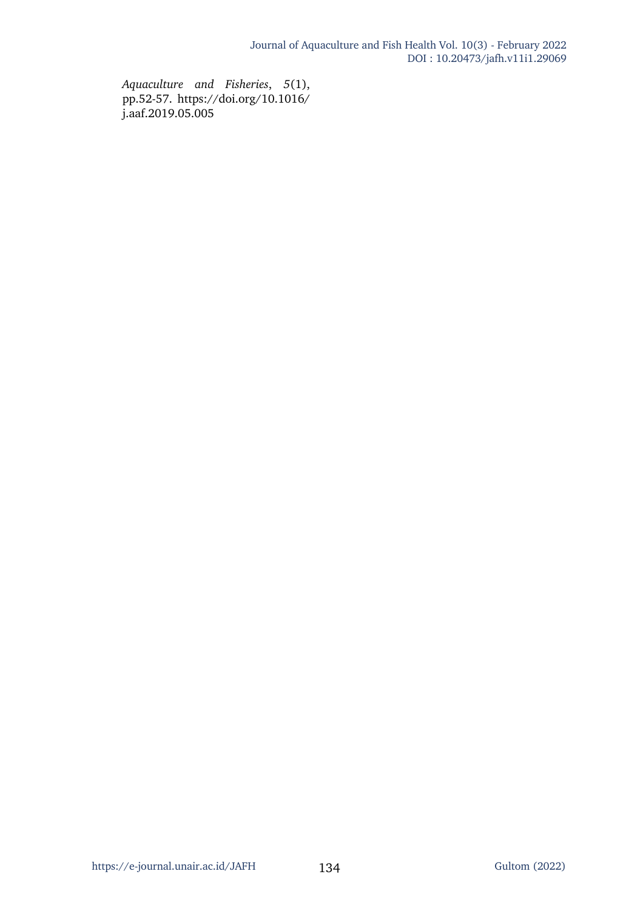*Aquaculture and Fisheries*, *5*(1), pp.52-57. https://doi.org/10.1016/j.aaf.2019.05.005